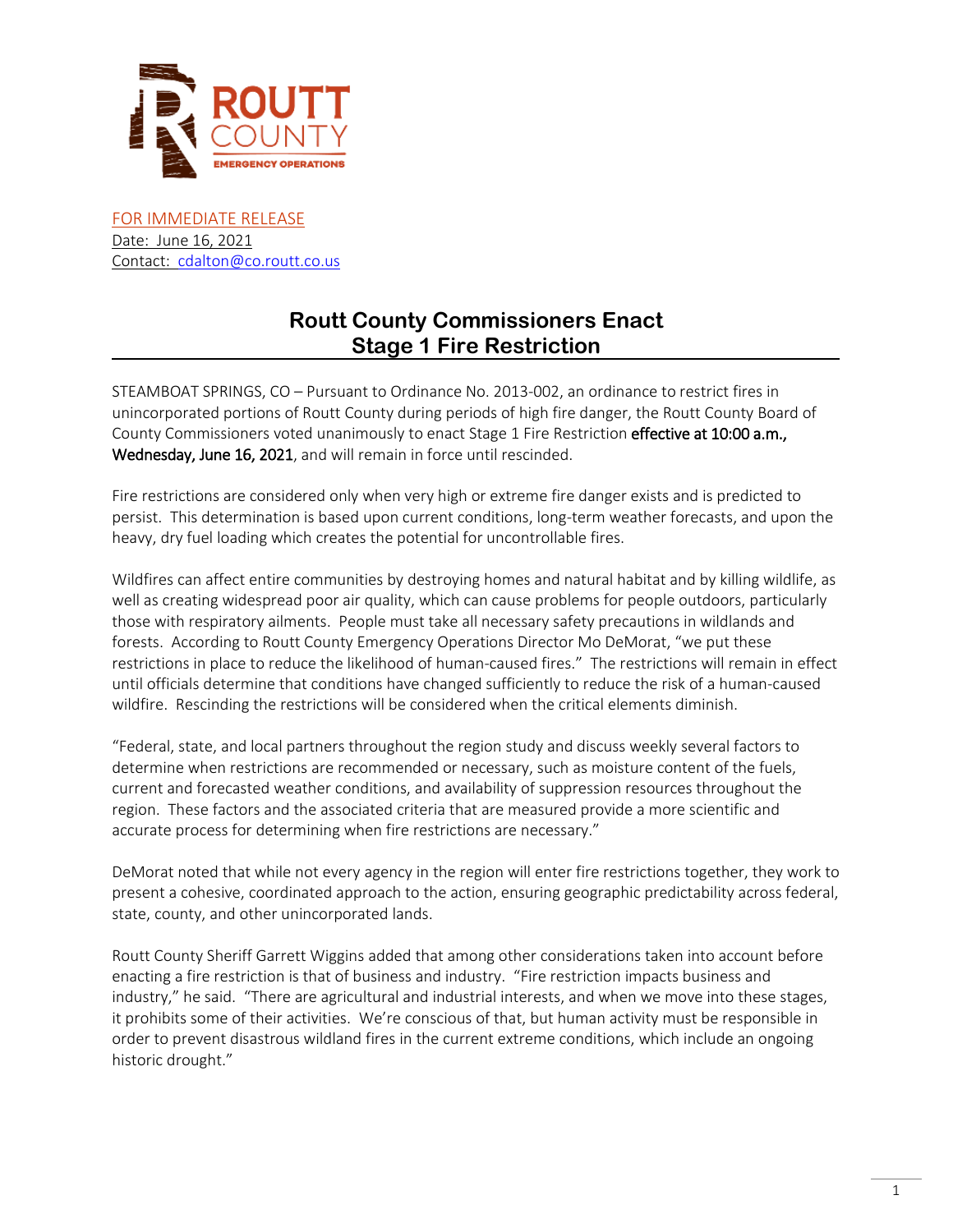FOR IMMEDIATE RELEASE

Date: June 16, 2021

Contact: cdalton@co.routt.co.us

# Routt County Commissioners Enact Stage 1 Fire Restriction

STEAMBOAT SPRINGS, CO – Pursuant to Ordinance No. 2013-002, an ordinance to restrict fires in unincorporated portions of Routt County during periods of high fire danger, the Routt County Board of County Commissioners voted unanimously to enact Stage 1 Fire Restriction **effective at 10:00 a.m., Wednesday, June 16, 2021**, and will remain in force until rescinded.

Fire restrictions are considered only when very high or extreme fire danger exists and is predicted to persist. This determination is based upon current conditions, long-term weather forecasts, and upon the heavy, dry fuel loading which creates the potential for uncontrollable fires.

Wildfires can affect entire communities by destroying homes and natural habitat and by killing wildlife, as well as creating widespread poor air quality, which can cause problems for people outdoors, particularly those with respiratory ailments. People must take all necessary safety precautions in wildlands and forests. According to Routt County Emergency Operations Director Mo DeMorat, "we put these restrictions in place to reduce the likelihood of human-caused fires." The restrictions will remain in effect until officials determine that conditions have changed sufficiently to reduce the risk of a human-caused wildfire. Rescinding the restrictions will be considered when the critical elements diminish.

"Federal, state, and local partners throughout the region study and discuss weekly several factors to determine when restrictions are recommended or necessary, such as moisture content of the fuels, current and forecasted weather conditions, and availability of suppression resources throughout the region. These factors and the associated criteria that are measured provide a more scientific and accurate process for determining when fire restrictions are necessary."

DeMorat noted that while not every agency in the region will enter fire restrictions together, they work to present a cohesive, coordinated approach to the action, ensuring geographic predictability across federal, state, county, and other unincorporated lands.

Routt County Sheriff Garrett Wiggins added that among other considerations taken into account before enacting a fire restriction is that of business and industry. "Fire restriction impacts business and industry," he said. "There are agricultural and industrial interests, and when we move into these stages, it prohibits some of their activities. We're conscious of that, but human activity must be responsible in order to prevent disastrous wildland fires in the current extreme conditions, which include an ongoing historic drought."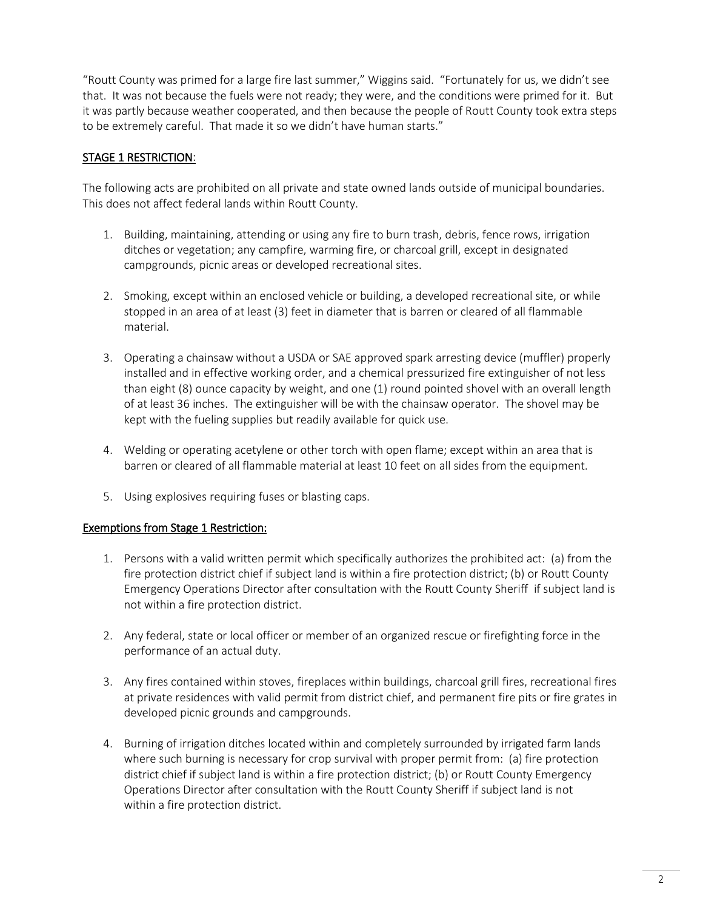"Routt County was primed for a large fire last summer," Wiggins said. "Fortunately for us, we didn't see that. It was not because the fuels were not ready; they were, and the conditions were primed for it. But it was partly because weather cooperated, and then because the people of Routt County took extra steps to be extremely careful. That made it so we didn't have human starts."

## STAGE 1 RESTRICTION:

The following acts are prohibited on all private and state owned lands outside of municipal boundaries. This does not affect federal lands within Routt County.

1. Building, maintaining, attending or using any fire to burn trash, debris, fence rows, irrigation ditches or vegetation; any campfire, warming fire, or charcoal grill, except in designated campgrounds, picnic areas or developed recreational sites.

2. Smoking, except within an enclosed vehicle or building, a developed recreational site, or while stopped in an area of at least (3) feet in diameter that is barren or cleared of all flammable material.

3. Operating a chainsaw without a USDA or SAE approved spark arresting device (muffler) properly installed and in effective working order, and a chemical pressurized fire extinguisher of not less than eight (8) ounce capacity by weight, and one (1) round pointed shovel with an overall length of at least 36 inches. The extinguisher will be with the chainsaw operator. The shovel may be kept with the fueling supplies but readily available for quick use.

4. Welding or operating acetylene or other torch with open flame; except within an area that is barren or cleared of all flammable material at least 10 feet on all sides from the equipment.

5. Using explosives requiring fuses or blasting caps.

## Exemptions from Stage 1 Restriction:

1. Persons with a valid written permit which specifically authorizes the prohibited act: (a) from the fire protection district chief if subject land is within a fire protection district; (b) or Routt County Emergency Operations Director after consultation with the Routt County Sheriff if subject land is not within a fire protection district.

2. Any federal, state or local officer or member of an organized rescue or firefighting force in the performance of an actual duty.

3. Any fires contained within stoves, fireplaces within buildings, charcoal grill fires, recreational fires at private residences with valid permit from district chief, and permanent fire pits or fire grates in developed picnic grounds and campgrounds.

4. Burning of irrigation ditches located within and completely surrounded by irrigated farm lands where such burning is necessary for crop survival with proper permit from: (a) fire protection district chief if subject land is within a fire protection district; (b) or Routt County Emergency Operations Director after consultation with the Routt County Sheriff if subject land is not within a fire protection district.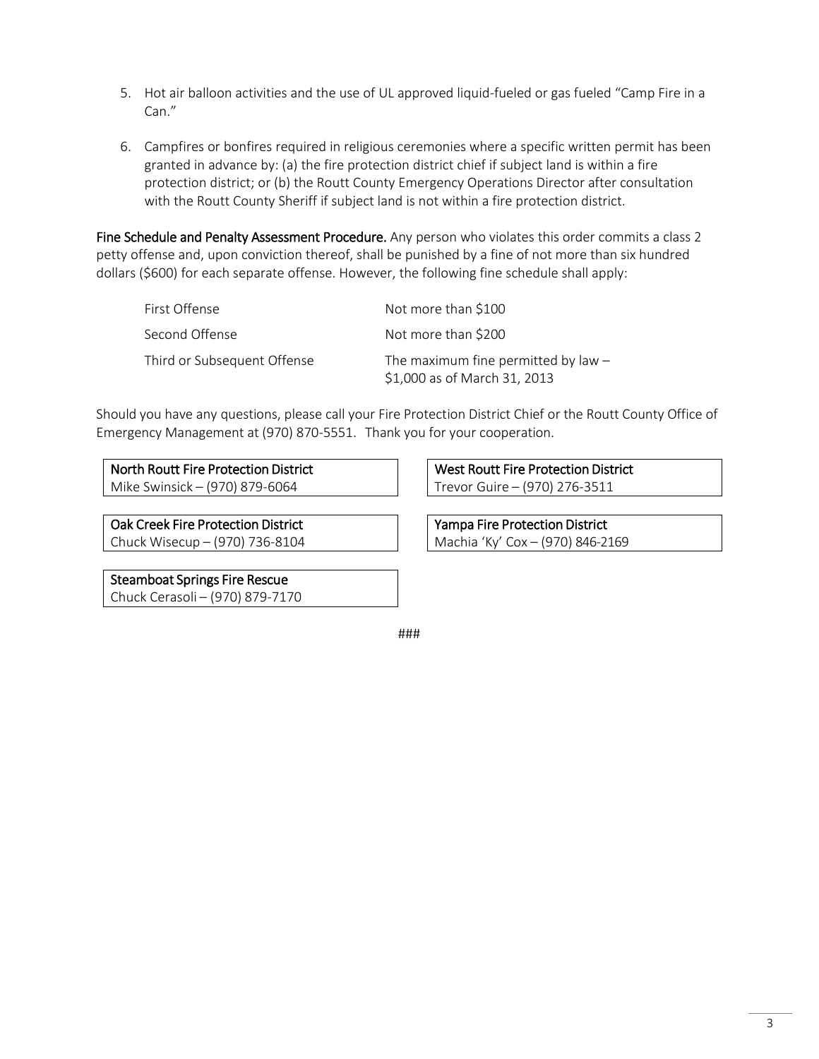5. Hot air balloon activities and the use of UL approved liquid-fueled or gas fueled "Camp Fire in a Can."

6. Campfires or bonfires required in religious ceremonies where a specific written permit has been granted in advance by: (a) the fire protection district chief if subject land is within a fire protection district; or (b) the Routt County Emergency Operations Director after consultation with the Routt County Sheriff if subject land is not within a fire protection district.

**Fine Schedule and Penalty Assessment Procedure.** Any person who violates this order commits a class 2 petty offense and, upon conviction thereof, shall be punished by a fine of not more than six hundred dollars ($600) for each separate offense. However, the following fine schedule shall apply:

| | |
|---|---|
| First Offense | Not more than $100 |
| Second Offense | Not more than $200 |
| Third or Subsequent Offense | The maximum fine permitted by law – $1,000 as of March 31, 2013 |

Should you have any questions, please call your Fire Protection District Chief or the Routt County Office of Emergency Management at (970) 870-5551. Thank you for your cooperation.

**North Routt Fire Protection District**
Mike Swinsick – (970) 879-6064

**Oak Creek Fire Protection District**
Chuck Wisecup – (970) 736-8104

**Steamboat Springs Fire Rescue**
Chuck Cerasoli – (970) 879-7170

**West Routt Fire Protection District**
Trevor Guire – (970) 276-3511

**Yampa Fire Protection District**
Machia 'Ky' Cox – (970) 846-2169

###